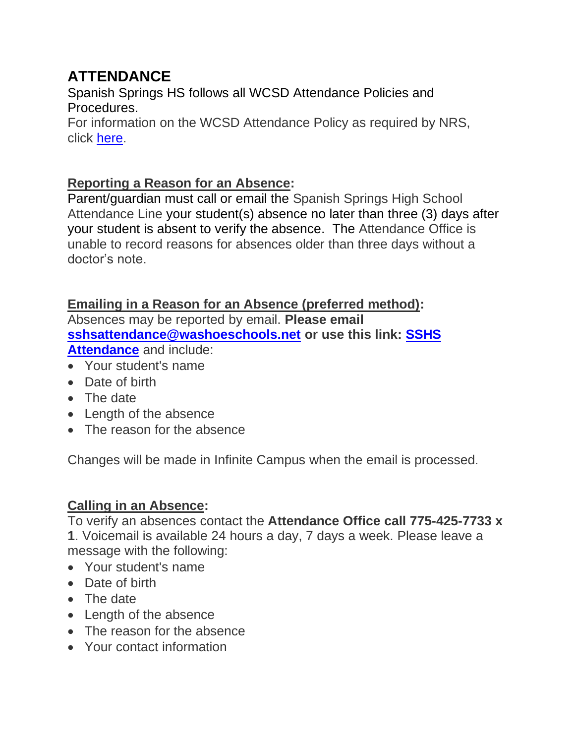# ATTENDANCE

Spanish Springs HS follows all WCSD Attendance Policies and Procedures.

For information on the WCSD Attendance Policy as required by NRS, click here.

**Reporting a Reason for an Absence:**

Parent/guardian must call or email the Spanish Springs High School Attendance Line your student(s) absence no later than three (3) days after your student is absent to verify the absence. The Attendance Office is unable to record reasons for absences older than three days without a doctor's note.

**Emailing in a Reason for an Absence (preferred method):**

Absences may be reported by email. **Please email sshsattendance@washoeschools.net or use this link: SSHS Attendance** and include:

- Your student's name
- Date of birth
- The date
- Length of the absence
- The reason for the absence

Changes will be made in Infinite Campus when the email is processed.

**Calling in an Absence:**

To verify an absences contact the **Attendance Office call 775-425-7733 x 1**. Voicemail is available 24 hours a day, 7 days a week. Please leave a message with the following:

- Your student's name
- Date of birth
- The date
- Length of the absence
- The reason for the absence
- Your contact information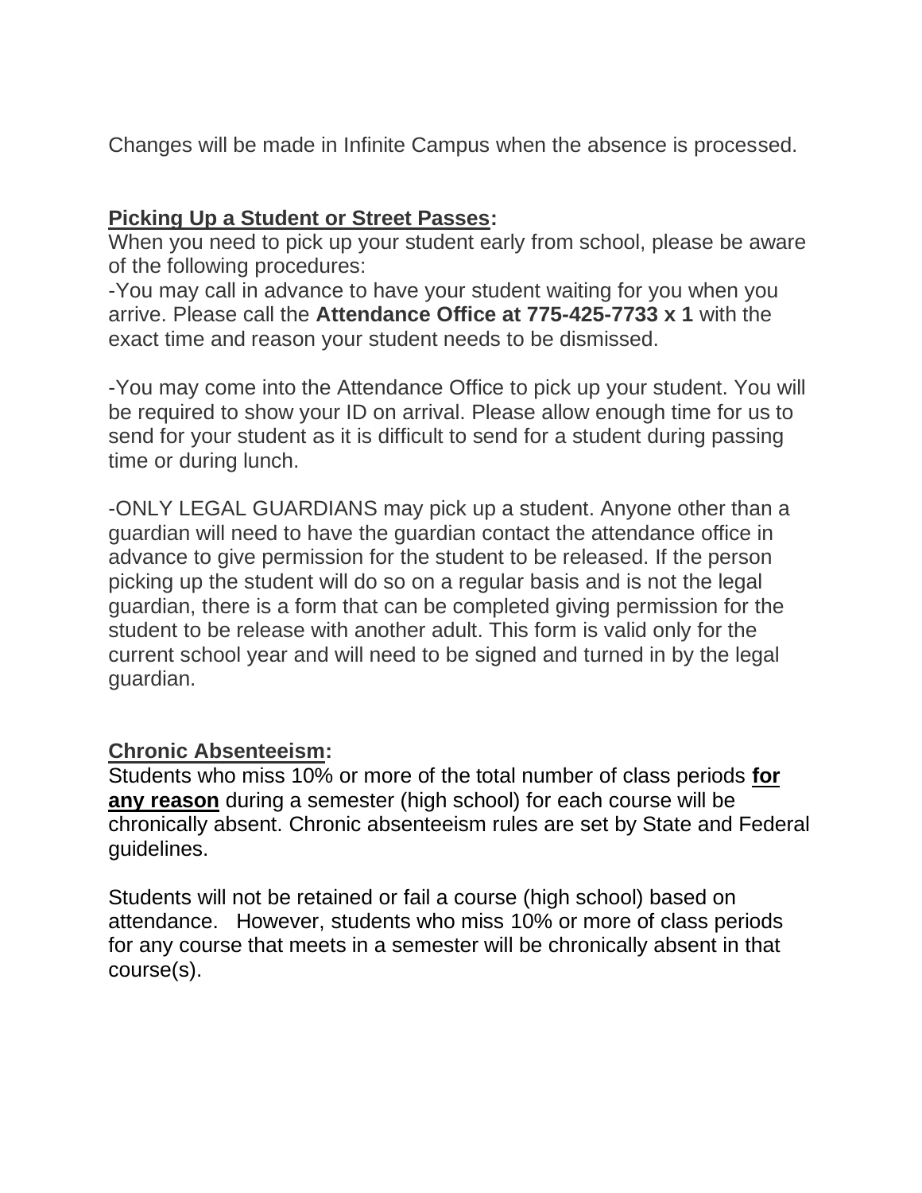Changes will be made in Infinite Campus when the absence is processed.

## <u>Picking Up a Student or Street Passes</u>:

When you need to pick up your student early from school, please be aware of the following procedures:

-You may call in advance to have your student waiting for you when you arrive. Please call the **Attendance Office at 775-425-7733 x 1** with the exact time and reason your student needs to be dismissed.

-You may come into the Attendance Office to pick up your student. You will be required to show your ID on arrival. Please allow enough time for us to send for your student as it is difficult to send for a student during passing time or during lunch.

-ONLY LEGAL GUARDIANS may pick up a student. Anyone other than a guardian will need to have the guardian contact the attendance office in advance to give permission for the student to be released. If the person picking up the student will do so on a regular basis and is not the legal guardian, there is a form that can be completed giving permission for the student to be release with another adult. This form is valid only for the current school year and will need to be signed and turned in by the legal guardian.

## <u>Chronic Absenteeism</u>:

Students who miss 10% or more of the total number of class periods **<u>for any reason</u>** during a semester (high school) for each course will be chronically absent. Chronic absenteeism rules are set by State and Federal guidelines.

Students will not be retained or fail a course (high school) based on attendance. However, students who miss 10% or more of class periods for any course that meets in a semester will be chronically absent in that course(s).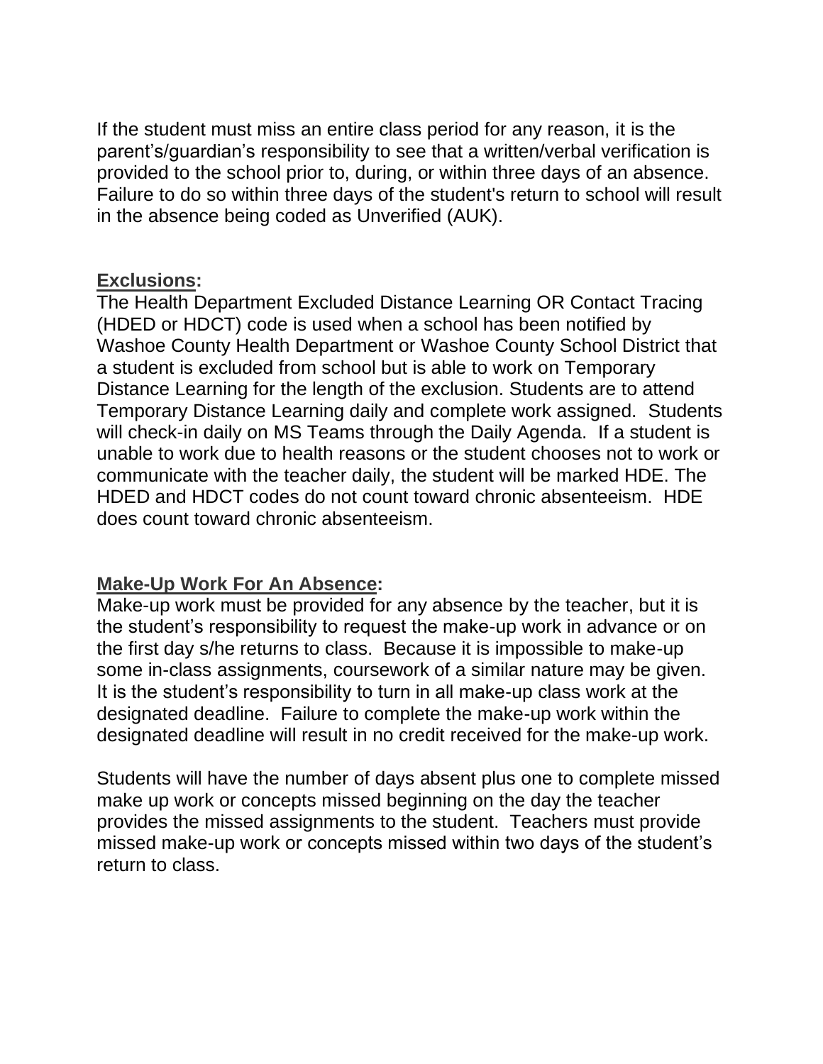If the student must miss an entire class period for any reason, it is the parent's/guardian's responsibility to see that a written/verbal verification is provided to the school prior to, during, or within three days of an absence. Failure to do so within three days of the student's return to school will result in the absence being coded as Unverified (AUK).

**Exclusions:**

The Health Department Excluded Distance Learning OR Contact Tracing (HDED or HDCT) code is used when a school has been notified by Washoe County Health Department or Washoe County School District that a student is excluded from school but is able to work on Temporary Distance Learning for the length of the exclusion. Students are to attend Temporary Distance Learning daily and complete work assigned. Students will check-in daily on MS Teams through the Daily Agenda. If a student is unable to work due to health reasons or the student chooses not to work or communicate with the teacher daily, the student will be marked HDE. The HDED and HDCT codes do not count toward chronic absenteeism. HDE does count toward chronic absenteeism.

**Make-Up Work For An Absence:**

Make-up work must be provided for any absence by the teacher, but it is the student's responsibility to request the make-up work in advance or on the first day s/he returns to class. Because it is impossible to make-up some in-class assignments, coursework of a similar nature may be given. It is the student's responsibility to turn in all make-up class work at the designated deadline. Failure to complete the make-up work within the designated deadline will result in no credit received for the make-up work.

Students will have the number of days absent plus one to complete missed make up work or concepts missed beginning on the day the teacher provides the missed assignments to the student. Teachers must provide missed make-up work or concepts missed within two days of the student's return to class.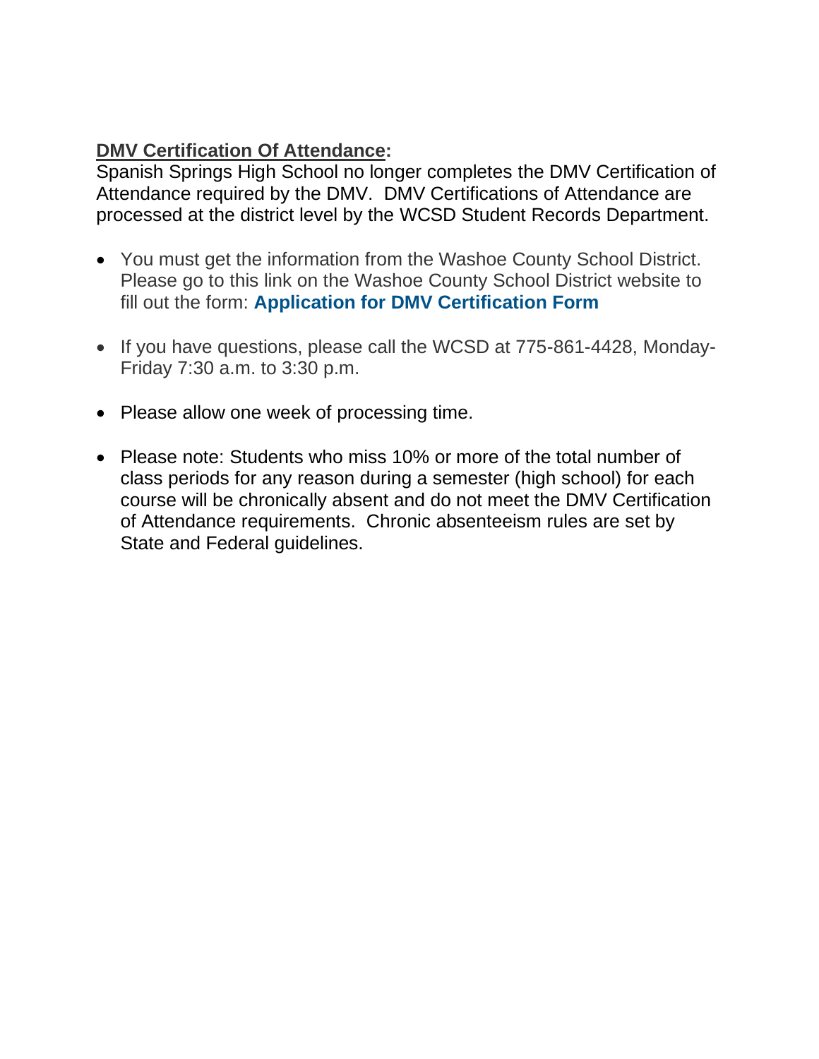**DMV Certification Of Attendance:**

Spanish Springs High School no longer completes the DMV Certification of Attendance required by the DMV. DMV Certifications of Attendance are processed at the district level by the WCSD Student Records Department.

- You must get the information from the Washoe County School District. Please go to this link on the Washoe County School District website to fill out the form: **Application for DMV Certification Form**
- If you have questions, please call the WCSD at 775-861-4428, Monday-Friday 7:30 a.m. to 3:30 p.m.
- Please allow one week of processing time.
- Please note: Students who miss 10% or more of the total number of class periods for any reason during a semester (high school) for each course will be chronically absent and do not meet the DMV Certification of Attendance requirements. Chronic absenteeism rules are set by State and Federal guidelines.